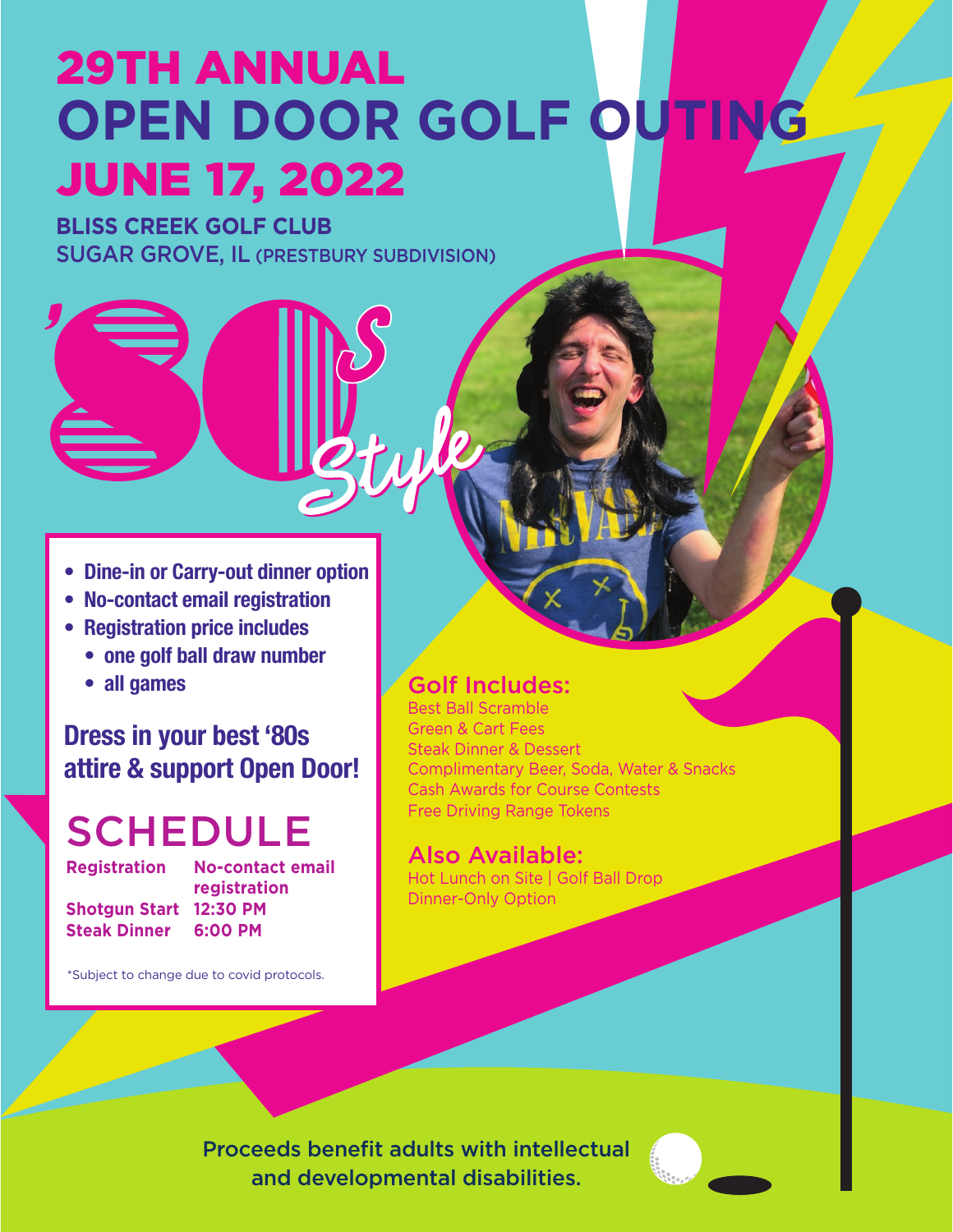# 29TH ANNUAL

# OPEN DOOR GOLF OUTING

# JUNE 17, 2022

**BLISS CREEK GOLF CLUB**
SUGAR GROVE, IL (PRESTBURY SUBDIVISION)

## '80s Style

- **Dine-in or Carry-out dinner option**
- **No-contact email registration**
- **Registration price includes**
  - **one golf ball draw number**
  - **all games**

**Dress in your best '80s attire & support Open Door!**

## SCHEDULE

| | |
|---|---|
| **Registration** | **No-contact email registration** |
| **Shotgun Start** | **12:30 PM** |
| **Steak Dinner** | **6:00 PM** |

\*Subject to change due to covid protocols.

### Golf Includes:

Best Ball Scramble
Green & Cart Fees
Steak Dinner & Dessert
Complimentary Beer, Soda, Water & Snacks
Cash Awards for Course Contests
Free Driving Range Tokens

### Also Available:

Hot Lunch on Site | Golf Ball Drop
Dinner-Only Option

Proceeds benefit adults with intellectual and developmental disabilities.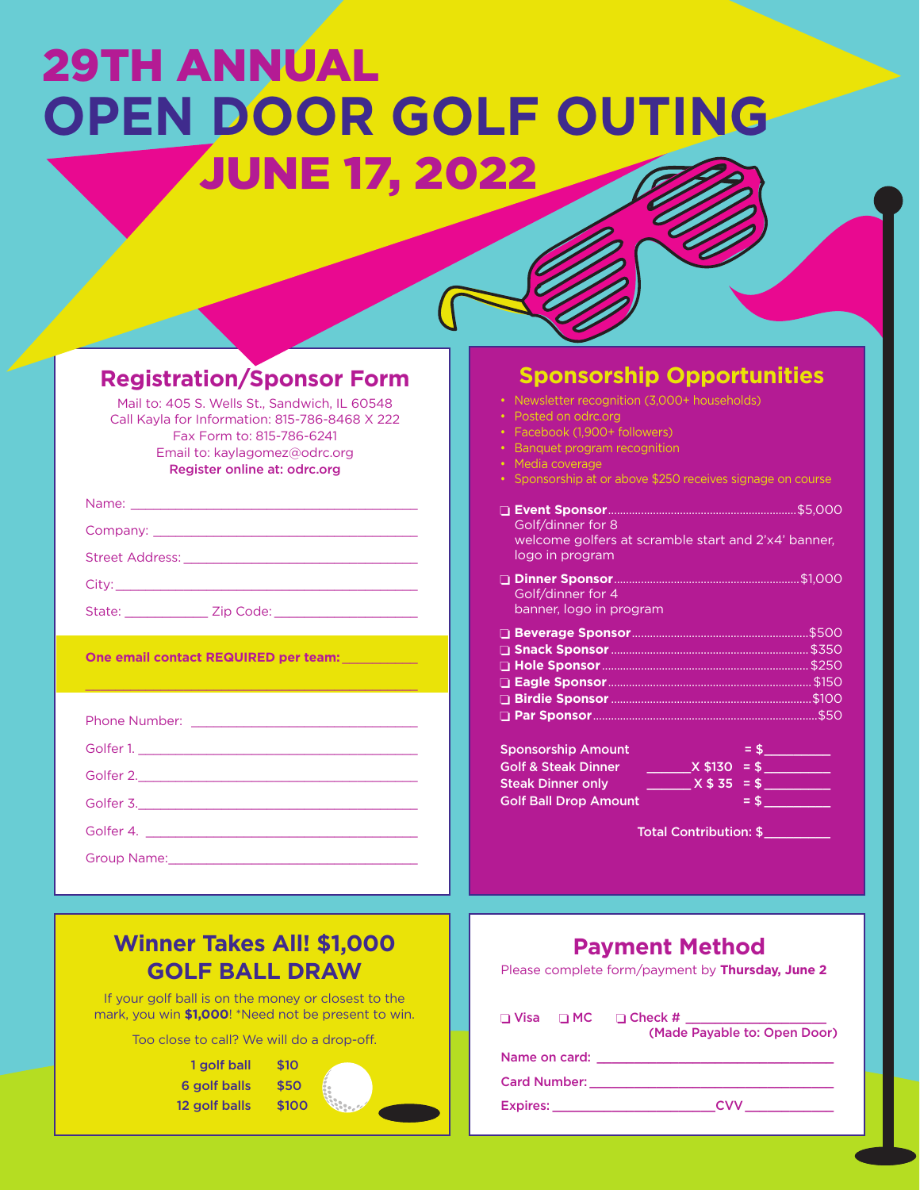# 29TH ANNUAL
# OPEN DOOR GOLF OUTING
# JUNE 17, 2022

## Registration/Sponsor Form

Mail to: 405 S. Wells St., Sandwich, IL 60548
Call Kayla for Information: 815-786-8468 X 222
Fax Form to: 815-786-6241
Email to: kaylagomez@odrc.org
**Register online at: odrc.org**

Name: ___________________________________

Company: ___________________________________

Street Address: ___________________________________

City: ___________________________________

State: ___________ Zip Code: ___________________

**One email contact REQUIRED per team:** ___________

___________________________________

Phone Number: ___________________________________

Golfer 1. ___________________________________

Golfer 2. ___________________________________

Golfer 3. ___________________________________

Golfer 4. ___________________________________

Group Name: ___________________________________

## Sponsorship Opportunities

- Newsletter recognition (3,000+ households)
- Posted on odrc.org
- Facebook (1,900+ followers)
- Banquet program recognition
- Media coverage
- Sponsorship at or above $250 receives signage on course

❑ **Event Sponsor** ........................................ $5,000
Golf/dinner for 8
welcome golfers at scramble start and 2'x4' banner, logo in program

❑ **Dinner Sponsor** ........................................ $1,000
Golf/dinner for 4
banner, logo in program

❑ **Beverage Sponsor** ........................................ $500
❑ **Snack Sponsor** ........................................ $350
❑ **Hole Sponsor** ........................................ $250
❑ **Eagle Sponsor** ........................................ $150
❑ **Birdie Sponsor** ........................................ $100
❑ **Par Sponsor** ........................................ $50

Sponsorship Amount = $__________
Golf & Steak Dinner ______ X $130 = $__________
Steak Dinner only ______ X $ 35 = $__________
Golf Ball Drop Amount = $__________

Total Contribution: $__________

## Winner Takes All! $1,000 GOLF BALL DRAW

If your golf ball is on the money or closest to the mark, you win **$1,000**! *Need not be present to win.

Too close to call? We will do a drop-off.

| | |
|---|---|
| 1 golf ball | $10 |
| 6 golf balls | $50 |
| 12 golf balls | $100 |

## Payment Method

Please complete form/payment by **Thursday, June 2**

❑ Visa ❑ MC ❑ Check # ____________________
(Made Payable to: Open Door)

Name on card: ___________________________________

Card Number: ___________________________________

Expires: ______________________ CVV ____________